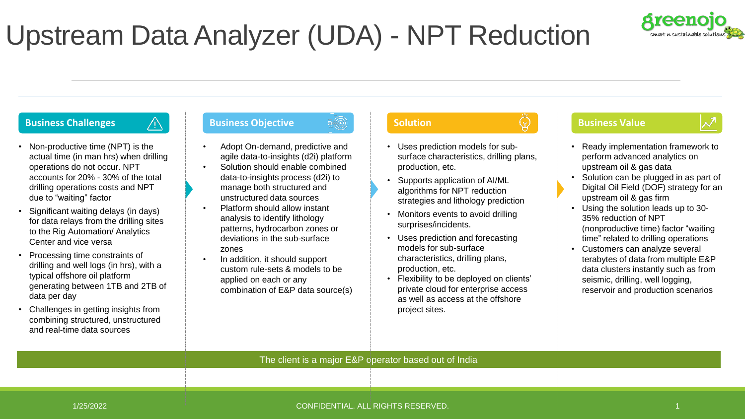# Upstream Data Analyzer (UDA) - NPT Reduction

greenojo
smart n sustainable solutions

## Business Challenges

- Non-productive time (NPT) is the actual time (in man hrs) when drilling operations do not occur. NPT accounts for 20% - 30% of the total drilling operations costs and NPT due to "waiting" factor
- Significant waiting delays (in days) for data relays from the drilling sites to the Rig Automation/ Analytics Center and vice versa
- Processing time constraints of drilling and well logs (in hrs), with a typical offshore oil platform generating between 1TB and 2TB of data per day
- Challenges in getting insights from combining structured, unstructured and real-time data sources

## Business Objective

- Adopt On-demand, predictive and agile data-to-insights (d2i) platform
- Solution should enable combined data-to-insights process (d2i) to manage both structured and unstructured data sources
- Platform should allow instant analysis to identify lithology patterns, hydrocarbon zones or deviations in the sub-surface zones
- In addition, it should support custom rule-sets & models to be applied on each or any combination of E&P data source(s)

## Solution

- Uses prediction models for sub-surface characteristics, drilling plans, production, etc.
- Supports application of AI/ML algorithms for NPT reduction strategies and lithology prediction
- Monitors events to avoid drilling surprises/incidents.
- Uses prediction and forecasting models for sub-surface characteristics, drilling plans, production, etc.
- Flexibility to be deployed on clients' private cloud for enterprise access as well as access at the offshore project sites.

## Business Value

- Ready implementation framework to perform advanced analytics on upstream oil & gas data
- Solution can be plugged in as part of Digital Oil Field (DOF) strategy for an upstream oil & gas firm
- Using the solution leads up to 30-35% reduction of NPT (nonproductive time) factor "waiting time" related to drilling operations
- Customers can analyze several terabytes of data from multiple E&P data clusters instantly such as from seismic, drilling, well logging, reservoir and production scenarios

The client is a major E&P operator based out of India

1/25/2022

CONFIDENTIAL. ALL RIGHTS RESERVED.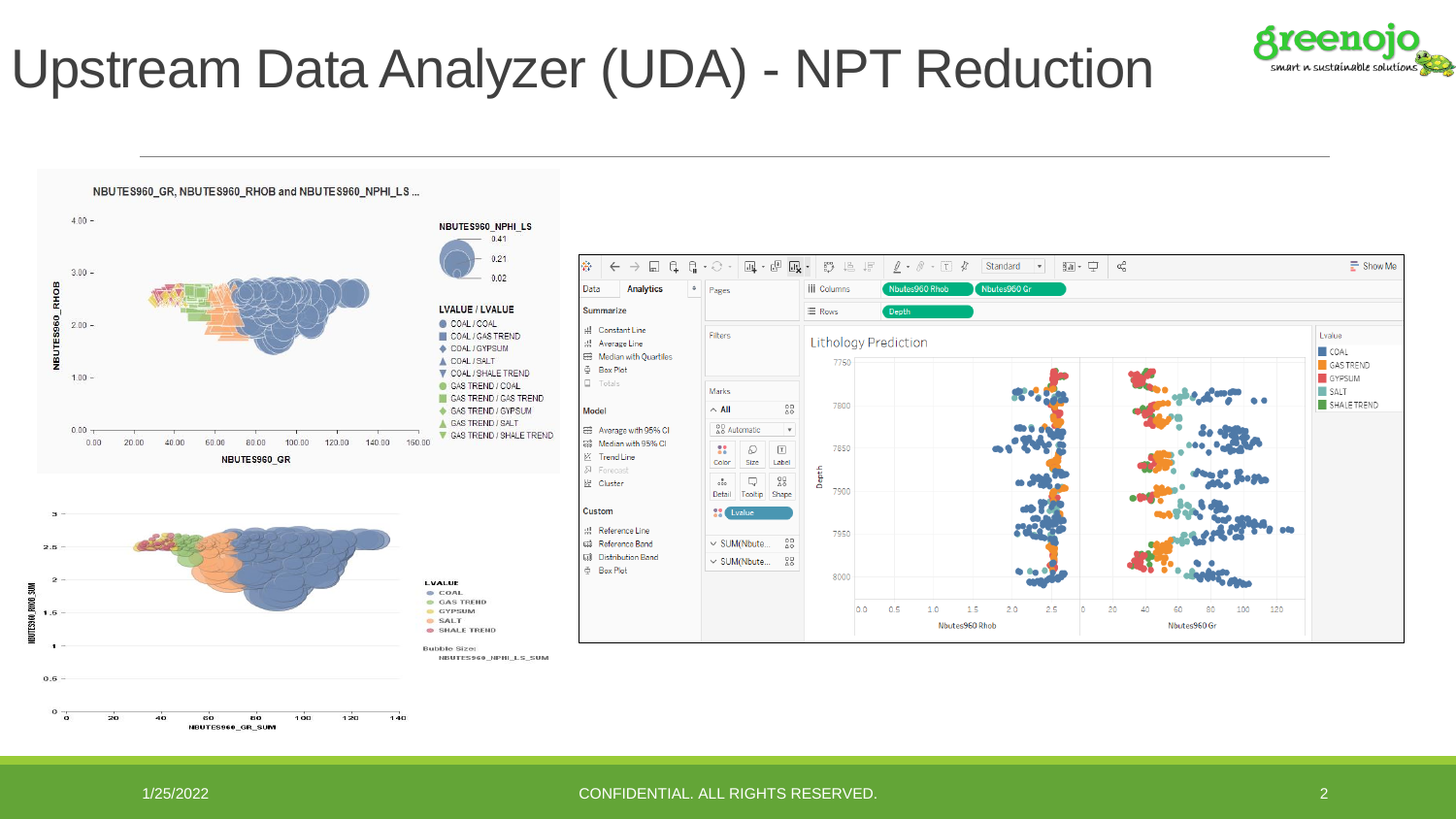# Upstream Data Analyzer (UDA) - NPT Reduction

NBUTES960_GR, NBUTES960_RHOB and NBUTES960_NPHI_LS ...

NBUTES960_NPHI_LS
0.41
0.21
0.02

LVALUE / LVALUE
- COAL / COAL
- COAL / GAS TREND
- COAL / GYPSUM
- COAL / SALT
- COAL / SHALE TREND
- GAS TREND / COAL
- GAS TREND / GAS TREND
- GAS TREND / GYPSUM
- GAS TREND / SALT
- GAS TREND / SHALE TREND

NBUTES960_GR

LVALUE
- COAL
- GAS TREND
- GYPSUM
- SALT
- SHALE TREND

Bubble Size: NBUTES960_NPHI_LS_SUM

NBUTES960_GR_SUM

Lithology Prediction

Lvalue
- COAL
- GAS TREND
- GYPSUM
- SALT
- SHALE TREND

Nbutes960 Rhob

Nbutes960 Gr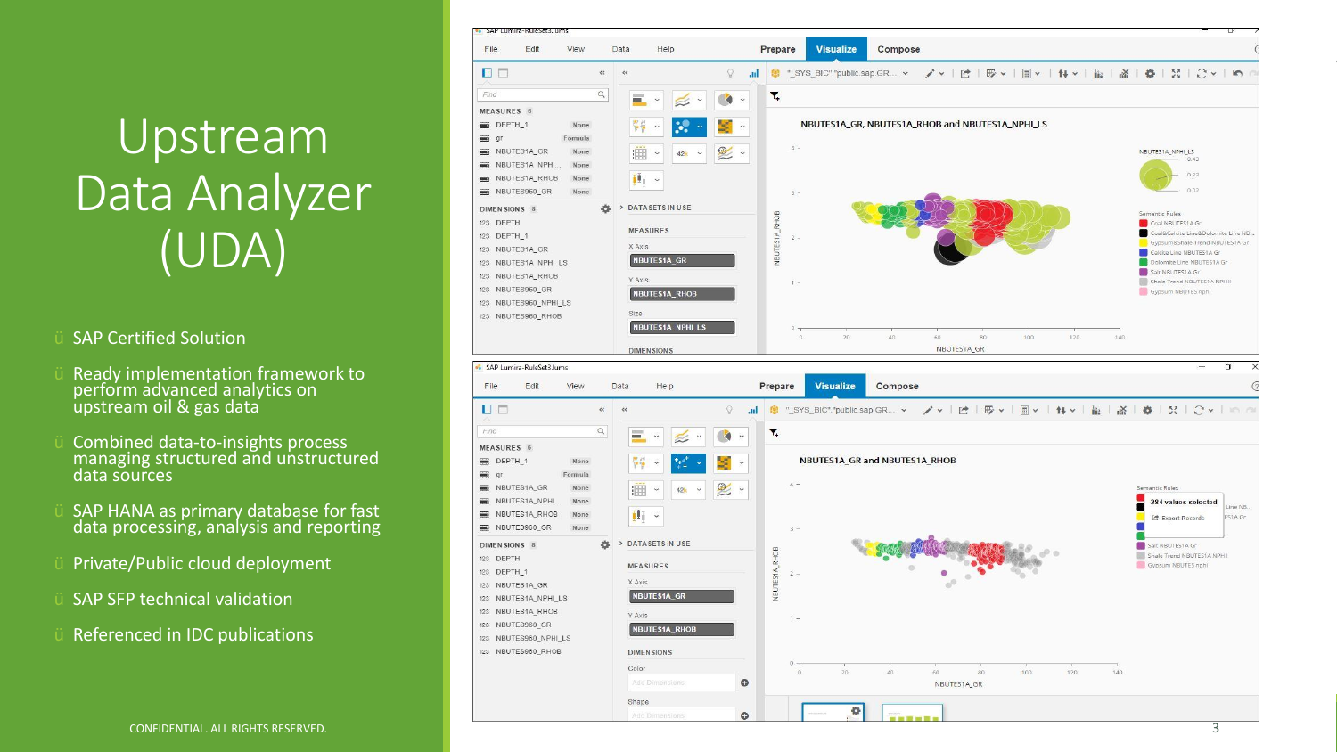# Upstream Data Analyzer (UDA)

- SAP Certified Solution
- Ready implementation framework to perform advanced analytics on upstream oil & gas data
- Combined data-to-insights process managing structured and unstructured data sources
- SAP HANA as primary database for fast data processing, analysis and reporting
- Private/Public cloud deployment
- SAP SFP technical validation
- Referenced in IDC publications

CONFIDENTIAL. ALL RIGHTS RESERVED.